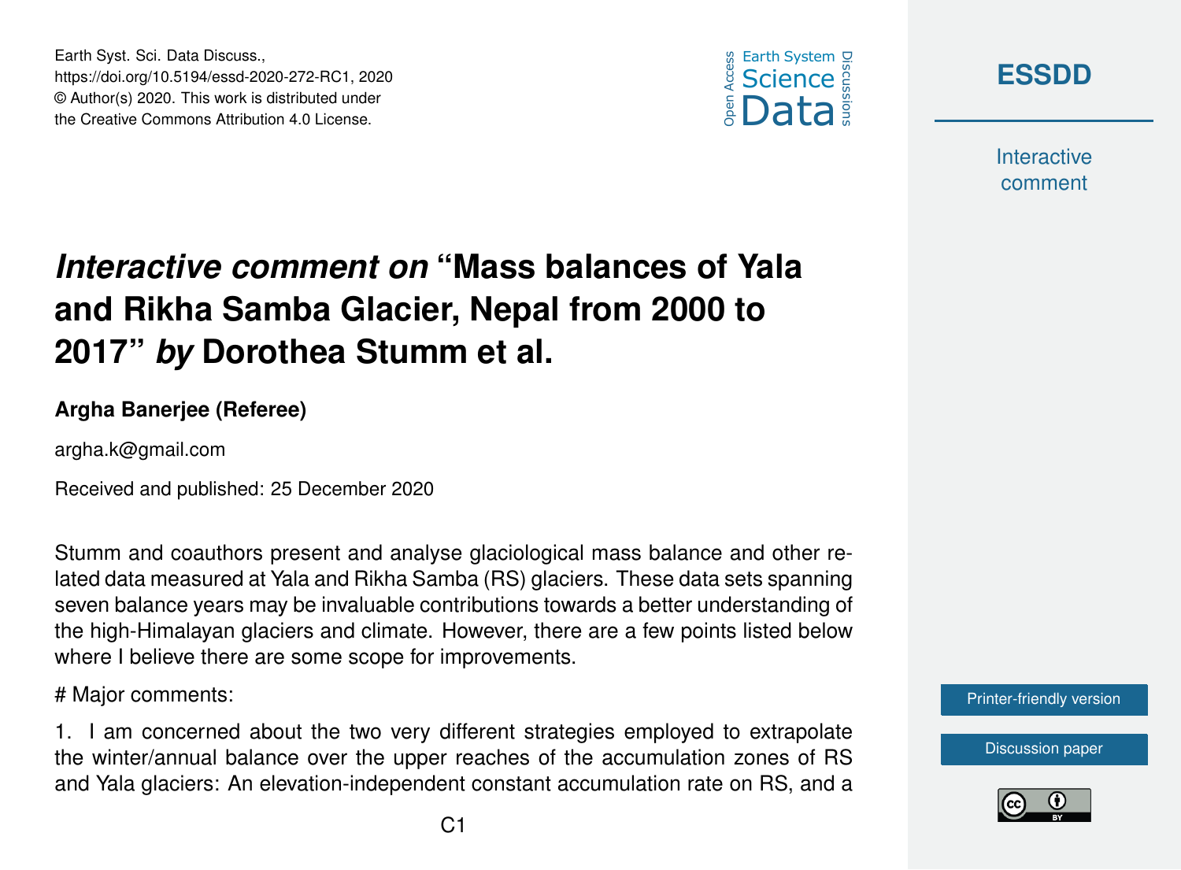# *Interactive comment on* "Mass balances of Yala and Rikha Samba Glacier, Nepal from 2000 to 2017" *by* Dorothea Stumm et al.

**Argha Banerjee (Referee)**

argha.k@gmail.com

Received and published: 25 December 2020

Stumm and coauthors present and analyse glaciological mass balance and other related data measured at Yala and Rikha Samba (RS) glaciers. These data sets spanning seven balance years may be invaluable contributions towards a better understanding of the high-Himalayan glaciers and climate. However, there are a few points listed below where I believe there are some scope for improvements.

# Major comments:

1. I am concerned about the two very different strategies employed to extrapolate the winter/annual balance over the upper reaches of the accumulation zones of RS and Yala glaciers: An elevation-independent constant accumulation rate on RS, and a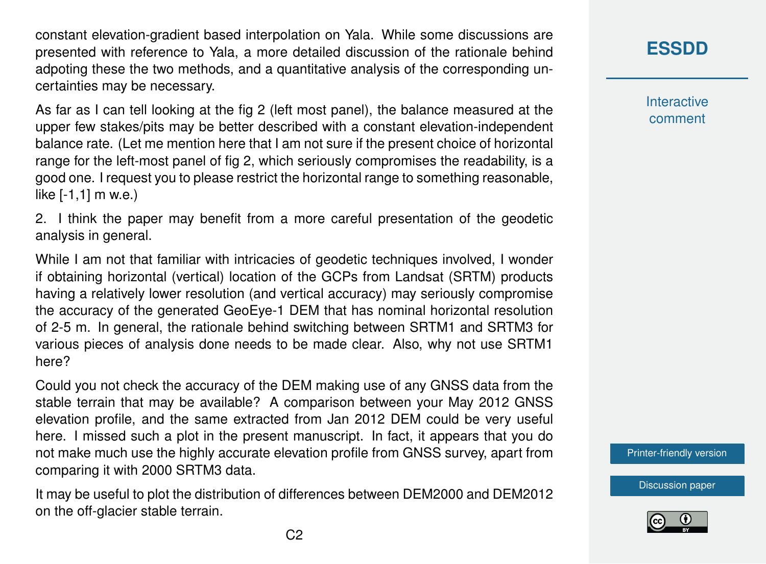constant elevation-gradient based interpolation on Yala. While some discussions are presented with reference to Yala, a more detailed discussion of the rationale behind adpoting these the two methods, and a quantitative analysis of the corresponding uncertainties may be necessary.

As far as I can tell looking at the fig 2 (left most panel), the balance measured at the upper few stakes/pits may be better described with a constant elevation-independent balance rate. (Let me mention here that I am not sure if the present choice of horizontal range for the left-most panel of fig 2, which seriously compromises the readability, is a good one. I request you to please restrict the horizontal range to something reasonable, like [-1,1] m w.e.)

2. I think the paper may benefit from a more careful presentation of the geodetic analysis in general.

While I am not that familiar with intricacies of geodetic techniques involved, I wonder if obtaining horizontal (vertical) location of the GCPs from Landsat (SRTM) products having a relatively lower resolution (and vertical accuracy) may seriously compromise the accuracy of the generated GeoEye-1 DEM that has nominal horizontal resolution of 2-5 m. In general, the rationale behind switching between SRTM1 and SRTM3 for various pieces of analysis done needs to be made clear. Also, why not use SRTM1 here?

Could you not check the accuracy of the DEM making use of any GNSS data from the stable terrain that may be available? A comparison between your May 2012 GNSS elevation profile, and the same extracted from Jan 2012 DEM could be very useful here. I missed such a plot in the present manuscript. In fact, it appears that you do not make much use the highly accurate elevation profile from GNSS survey, apart from comparing it with 2000 SRTM3 data.

It may be useful to plot the distribution of differences between DEM2000 and DEM2012 on the off-glacier stable terrain.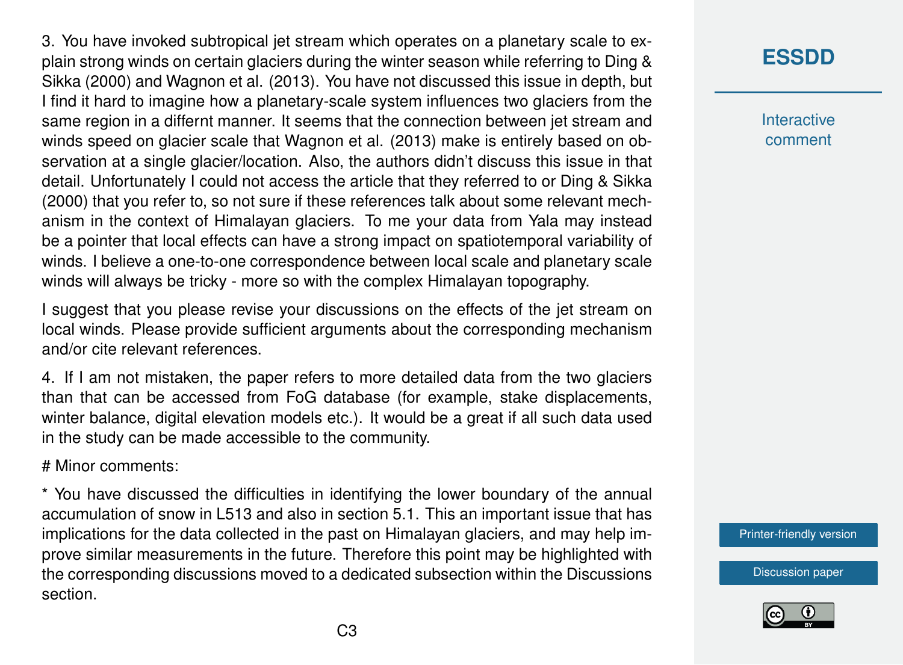3. You have invoked subtropical jet stream which operates on a planetary scale to explain strong winds on certain glaciers during the winter season while referring to Ding & Sikka (2000) and Wagnon et al. (2013). You have not discussed this issue in depth, but I find it hard to imagine how a planetary-scale system influences two glaciers from the same region in a differnt manner. It seems that the connection between jet stream and winds speed on glacier scale that Wagnon et al. (2013) make is entirely based on observation at a single glacier/location. Also, the authors didn't discuss this issue in that detail. Unfortunately I could not access the article that they referred to or Ding & Sikka (2000) that you refer to, so not sure if these references talk about some relevant mechanism in the context of Himalayan glaciers. To me your data from Yala may instead be a pointer that local effects can have a strong impact on spatiotemporal variability of winds. I believe a one-to-one correspondence between local scale and planetary scale winds will always be tricky - more so with the complex Himalayan topography.

I suggest that you please revise your discussions on the effects of the jet stream on local winds. Please provide sufficient arguments about the corresponding mechanism and/or cite relevant references.

4. If I am not mistaken, the paper refers to more detailed data from the two glaciers than that can be accessed from FoG database (for example, stake displacements, winter balance, digital elevation models etc.). It would be a great if all such data used in the study can be made accessible to the community.

# Minor comments:

* You have discussed the difficulties in identifying the lower boundary of the annual accumulation of snow in L513 and also in section 5.1. This an important issue that has implications for the data collected in the past on Himalayan glaciers, and may help improve similar measurements in the future. Therefore this point may be highlighted with the corresponding discussions moved to a dedicated subsection within the Discussions section.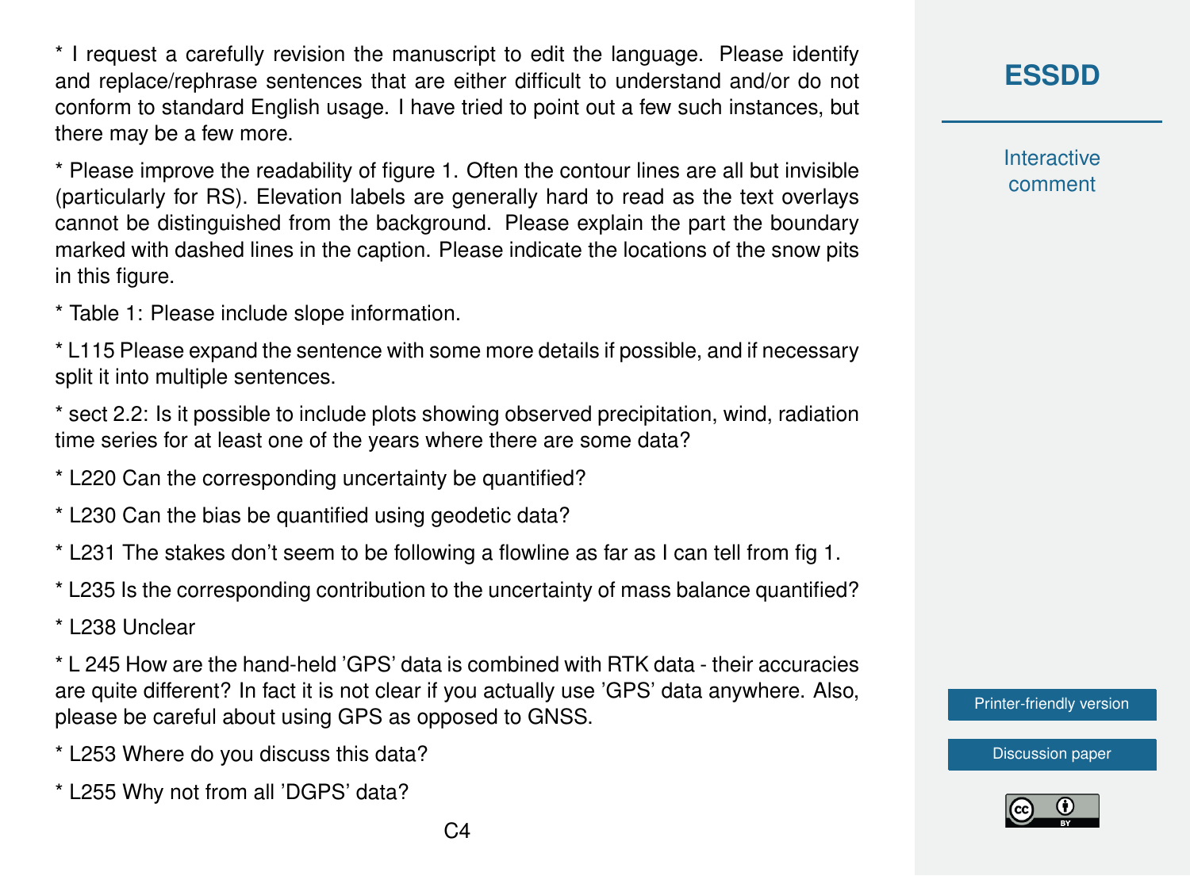* I request a carefully revision the manuscript to edit the language. Please identify and replace/rephrase sentences that are either difficult to understand and/or do not conform to standard English usage. I have tried to point out a few such instances, but there may be a few more.

* Please improve the readability of figure 1. Often the contour lines are all but invisible (particularly for RS). Elevation labels are generally hard to read as the text overlays cannot be distinguished from the background. Please explain the part the boundary marked with dashed lines in the caption. Please indicate the locations of the snow pits in this figure.

* Table 1: Please include slope information.

* L115 Please expand the sentence with some more details if possible, and if necessary split it into multiple sentences.

* sect 2.2: Is it possible to include plots showing observed precipitation, wind, radiation time series for at least one of the years where there are some data?

* L220 Can the corresponding uncertainty be quantified?

* L230 Can the bias be quantified using geodetic data?

* L231 The stakes don't seem to be following a flowline as far as I can tell from fig 1.

* L235 Is the corresponding contribution to the uncertainty of mass balance quantified?

* L238 Unclear

* L 245 How are the hand-held 'GPS' data is combined with RTK data - their accuracies are quite different? In fact it is not clear if you actually use 'GPS' data anywhere. Also, please be careful about using GPS as opposed to GNSS.

* L253 Where do you discuss this data?

* L255 Why not from all 'DGPS' data?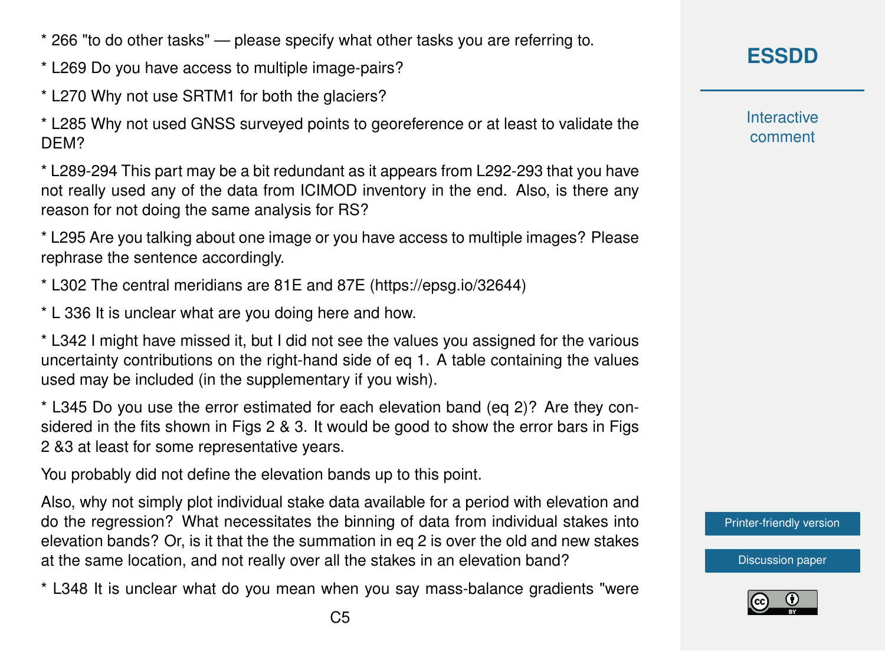* 266 "to do other tasks" — please specify what other tasks you are referring to.

* L269 Do you have access to multiple image-pairs?

* L270 Why not use SRTM1 for both the glaciers?

* L285 Why not used GNSS surveyed points to georeference or at least to validate the DEM?

* L289-294 This part may be a bit redundant as it appears from L292-293 that you have not really used any of the data from ICIMOD inventory in the end. Also, is there any reason for not doing the same analysis for RS?

* L295 Are you talking about one image or you have access to multiple images? Please rephrase the sentence accordingly.

* L302 The central meridians are 81E and 87E (https://epsg.io/32644)

* L 336 It is unclear what are you doing here and how.

* L342 I might have missed it, but I did not see the values you assigned for the various uncertainty contributions on the right-hand side of eq 1. A table containing the values used may be included (in the supplementary if you wish).

* L345 Do you use the error estimated for each elevation band (eq 2)? Are they considered in the fits shown in Figs 2 & 3. It would be good to show the error bars in Figs 2 &3 at least for some representative years.

You probably did not define the elevation bands up to this point.

Also, why not simply plot individual stake data available for a period with elevation and do the regression? What necessitates the binning of data from individual stakes into elevation bands? Or, is it that the the summation in eq 2 is over the old and new stakes at the same location, and not really over all the stakes in an elevation band?

* L348 It is unclear what do you mean when you say mass-balance gradients "were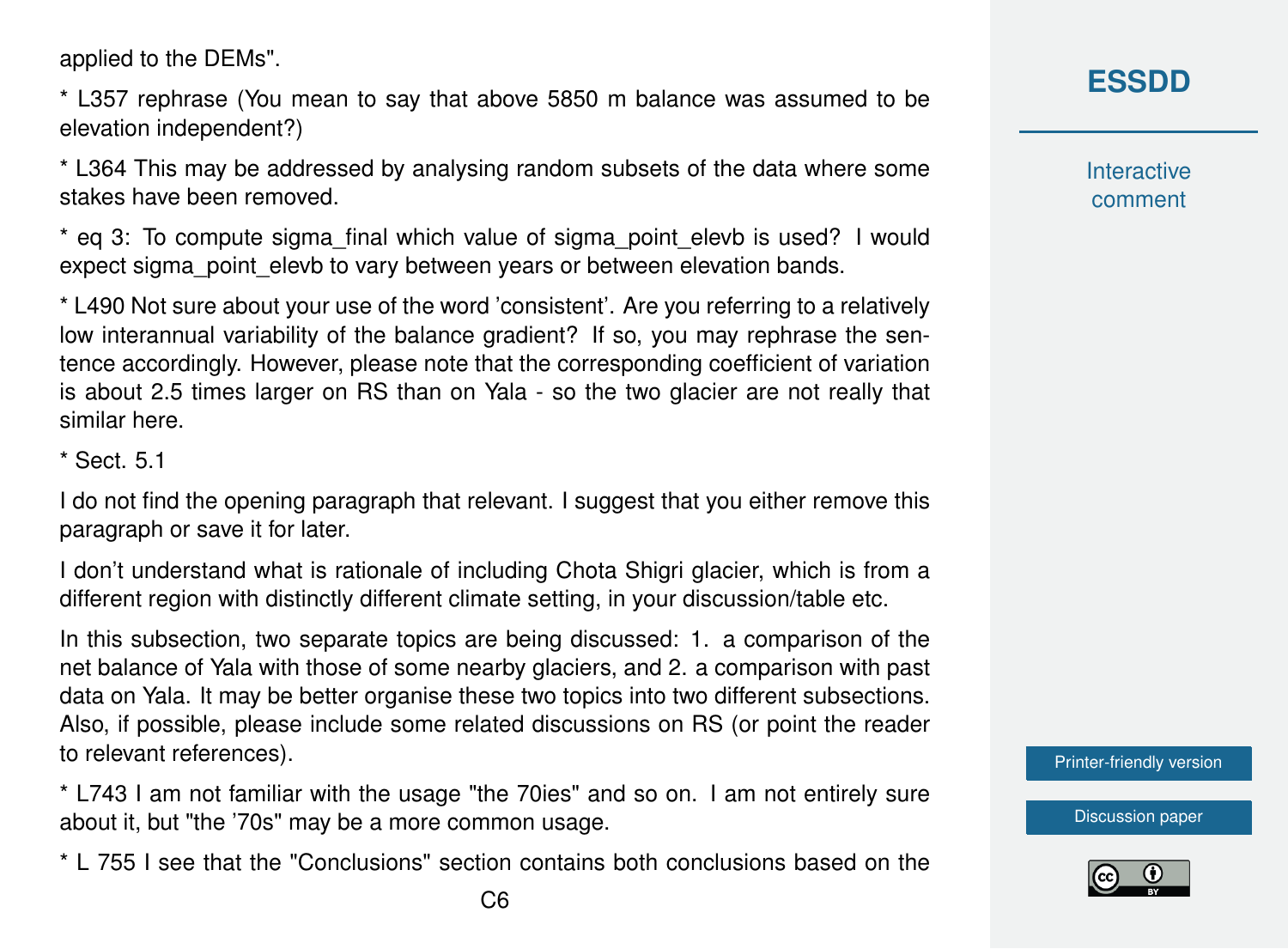applied to the DEMs".

* L357 rephrase (You mean to say that above 5850 m balance was assumed to be elevation independent?)

* L364 This may be addressed by analysing random subsets of the data where some stakes have been removed.

* eq 3: To compute sigma_final which value of sigma_point_elevb is used? I would expect sigma_point_elevb to vary between years or between elevation bands.

* L490 Not sure about your use of the word 'consistent'. Are you referring to a relatively low interannual variability of the balance gradient? If so, you may rephrase the sentence accordingly. However, please note that the corresponding coefficient of variation is about 2.5 times larger on RS than on Yala - so the two glacier are not really that similar here.

* Sect. 5.1

I do not find the opening paragraph that relevant. I suggest that you either remove this paragraph or save it for later.

I don't understand what is rationale of including Chota Shigri glacier, which is from a different region with distinctly different climate setting, in your discussion/table etc.

In this subsection, two separate topics are being discussed: 1. a comparison of the net balance of Yala with those of some nearby glaciers, and 2. a comparison with past data on Yala. It may be better organise these two topics into two different subsections. Also, if possible, please include some related discussions on RS (or point the reader to relevant references).

* L743 I am not familiar with the usage "the 70ies" and so on. I am not entirely sure about it, but "the '70s" may be a more common usage.

* L 755 I see that the "Conclusions" section contains both conclusions based on the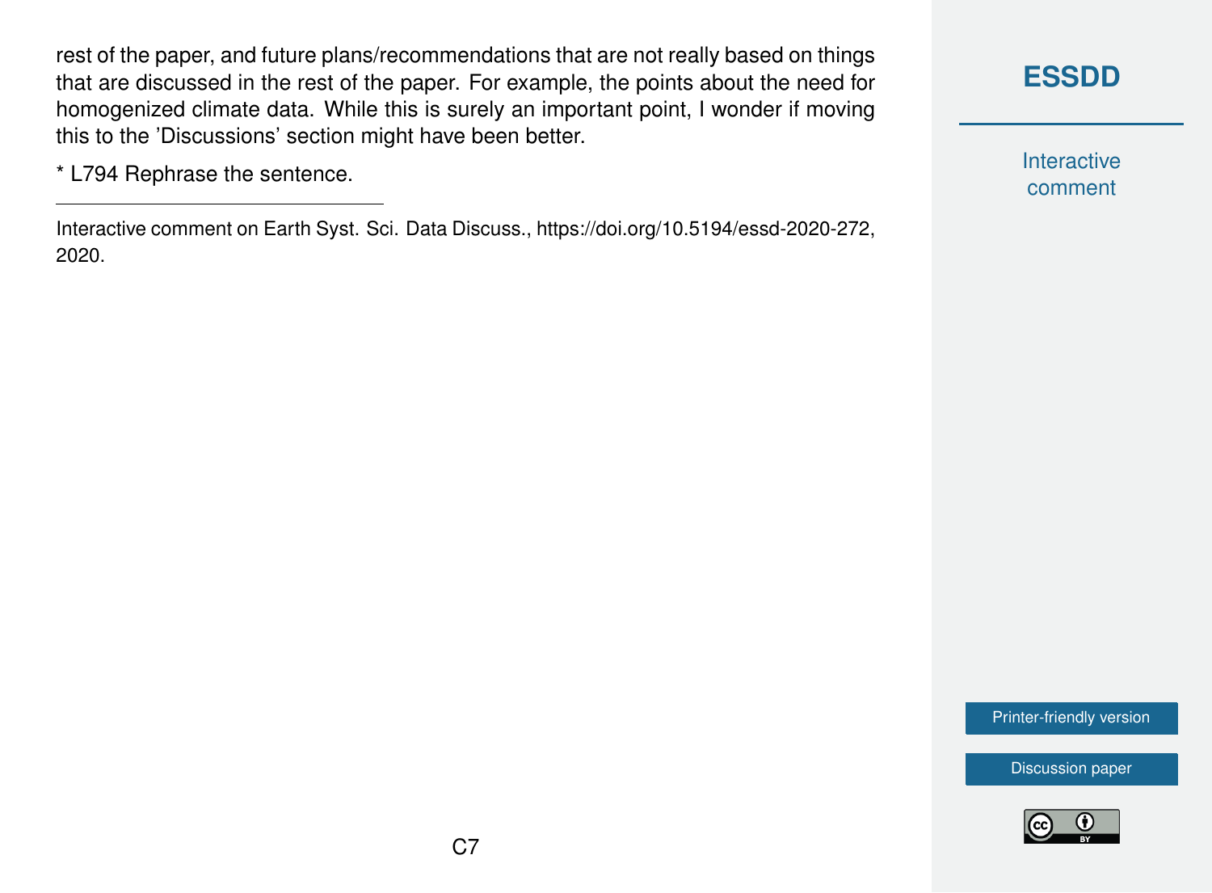rest of the paper, and future plans/recommendations that are not really based on things that are discussed in the rest of the paper. For example, the points about the need for homogenized climate data. While this is surely an important point, I wonder if moving this to the 'Discussions' section might have been better.

* L794 Rephrase the sentence.

---

Interactive comment on Earth Syst. Sci. Data Discuss., https://doi.org/10.5194/essd-2020-272, 2020.